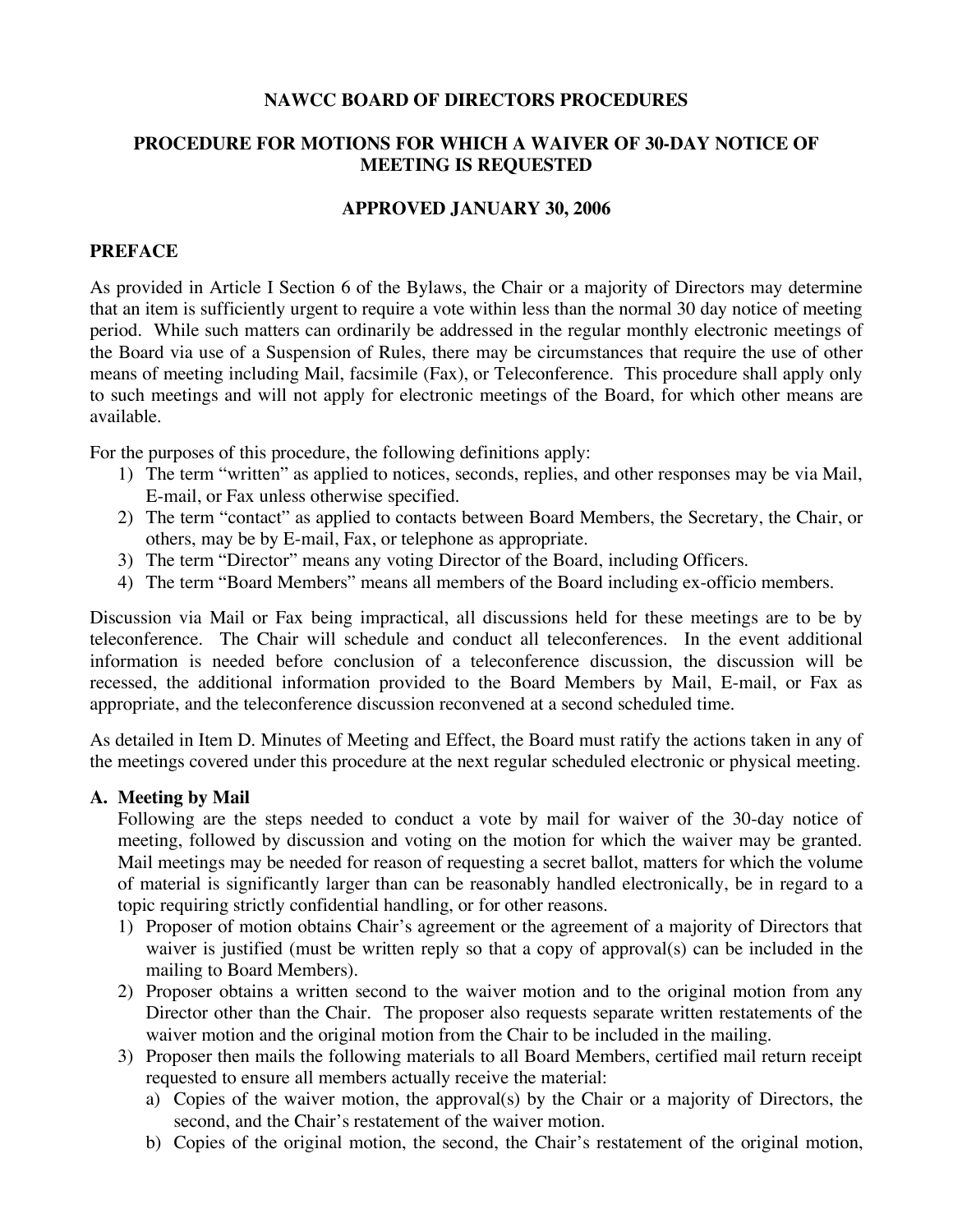# NAWCC BOARD OF DIRECTORS PROCEDURES

## PROCEDURE FOR MOTIONS FOR WHICH A WAIVER OF 30-DAY NOTICE OF MEETING IS REQUESTED

### APPROVED JANUARY 30, 2006

### PREFACE

As provided in Article I Section 6 of the Bylaws, the Chair or a majority of Directors may determine that an item is sufficiently urgent to require a vote within less than the normal 30 day notice of meeting period. While such matters can ordinarily be addressed in the regular monthly electronic meetings of the Board via use of a Suspension of Rules, there may be circumstances that require the use of other means of meeting including Mail, facsimile (Fax), or Teleconference. This procedure shall apply only to such meetings and will not apply for electronic meetings of the Board, for which other means are available.

For the purposes of this procedure, the following definitions apply:

1) The term "written" as applied to notices, seconds, replies, and other responses may be via Mail, E-mail, or Fax unless otherwise specified.
2) The term "contact" as applied to contacts between Board Members, the Secretary, the Chair, or others, may be by E-mail, Fax, or telephone as appropriate.
3) The term "Director" means any voting Director of the Board, including Officers.
4) The term "Board Members" means all members of the Board including ex-officio members.

Discussion via Mail or Fax being impractical, all discussions held for these meetings are to be by teleconference. The Chair will schedule and conduct all teleconferences. In the event additional information is needed before conclusion of a teleconference discussion, the discussion will be recessed, the additional information provided to the Board Members by Mail, E-mail, or Fax as appropriate, and the teleconference discussion reconvened at a second scheduled time.

As detailed in Item D. Minutes of Meeting and Effect, the Board must ratify the actions taken in any of the meetings covered under this procedure at the next regular scheduled electronic or physical meeting.

### A. Meeting by Mail

Following are the steps needed to conduct a vote by mail for waiver of the 30-day notice of meeting, followed by discussion and voting on the motion for which the waiver may be granted. Mail meetings may be needed for reason of requesting a secret ballot, matters for which the volume of material is significantly larger than can be reasonably handled electronically, be in regard to a topic requiring strictly confidential handling, or for other reasons.

1) Proposer of motion obtains Chair's agreement or the agreement of a majority of Directors that waiver is justified (must be written reply so that a copy of approval(s) can be included in the mailing to Board Members).
2) Proposer obtains a written second to the waiver motion and to the original motion from any Director other than the Chair. The proposer also requests separate written restatements of the waiver motion and the original motion from the Chair to be included in the mailing.
3) Proposer then mails the following materials to all Board Members, certified mail return receipt requested to ensure all members actually receive the material:
   a) Copies of the waiver motion, the approval(s) by the Chair or a majority of Directors, the second, and the Chair's restatement of the waiver motion.
   b) Copies of the original motion, the second, the Chair's restatement of the original motion,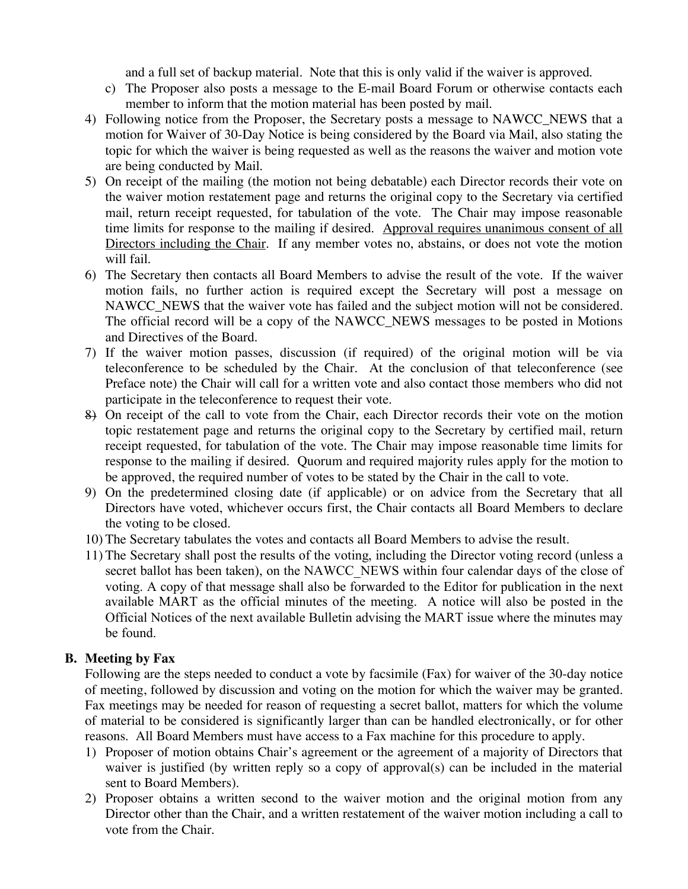and a full set of backup material. Note that this is only valid if the waiver is approved.

c) The Proposer also posts a message to the E-mail Board Forum or otherwise contacts each member to inform that the motion material has been posted by mail.

4) Following notice from the Proposer, the Secretary posts a message to NAWCC_NEWS that a motion for Waiver of 30-Day Notice is being considered by the Board via Mail, also stating the topic for which the waiver is being requested as well as the reasons the waiver and motion vote are being conducted by Mail.
5) On receipt of the mailing (the motion not being debatable) each Director records their vote on the waiver motion restatement page and returns the original copy to the Secretary via certified mail, return receipt requested, for tabulation of the vote. The Chair may impose reasonable time limits for response to the mailing if desired. <u>Approval requires unanimous consent of all Directors including the Chair</u>. If any member votes no, abstains, or does not vote the motion will fail.
6) The Secretary then contacts all Board Members to advise the result of the vote. If the waiver motion fails, no further action is required except the Secretary will post a message on NAWCC_NEWS that the waiver vote has failed and the subject motion will not be considered. The official record will be a copy of the NAWCC_NEWS messages to be posted in Motions and Directives of the Board.
7) If the waiver motion passes, discussion (if required) of the original motion will be via teleconference to be scheduled by the Chair. At the conclusion of that teleconference (see Preface note) the Chair will call for a written vote and also contact those members who did not participate in the teleconference to request their vote.
8) On receipt of the call to vote from the Chair, each Director records their vote on the motion topic restatement page and returns the original copy to the Secretary by certified mail, return receipt requested, for tabulation of the vote. The Chair may impose reasonable time limits for response to the mailing if desired. Quorum and required majority rules apply for the motion to be approved, the required number of votes to be stated by the Chair in the call to vote.
9) On the predetermined closing date (if applicable) or on advice from the Secretary that all Directors have voted, whichever occurs first, the Chair contacts all Board Members to declare the voting to be closed.
10) The Secretary tabulates the votes and contacts all Board Members to advise the result.
11) The Secretary shall post the results of the voting, including the Director voting record (unless a secret ballot has been taken), on the NAWCC_NEWS within four calendar days of the close of voting. A copy of that message shall also be forwarded to the Editor for publication in the next available MART as the official minutes of the meeting. A notice will also be posted in the Official Notices of the next available Bulletin advising the MART issue where the minutes may be found.

## B. Meeting by Fax

Following are the steps needed to conduct a vote by facsimile (Fax) for waiver of the 30-day notice of meeting, followed by discussion and voting on the motion for which the waiver may be granted. Fax meetings may be needed for reason of requesting a secret ballot, matters for which the volume of material to be considered is significantly larger than can be handled electronically, or for other reasons. All Board Members must have access to a Fax machine for this procedure to apply.

1) Proposer of motion obtains Chair's agreement or the agreement of a majority of Directors that waiver is justified (by written reply so a copy of approval(s) can be included in the material sent to Board Members).
2) Proposer obtains a written second to the waiver motion and the original motion from any Director other than the Chair, and a written restatement of the waiver motion including a call to vote from the Chair.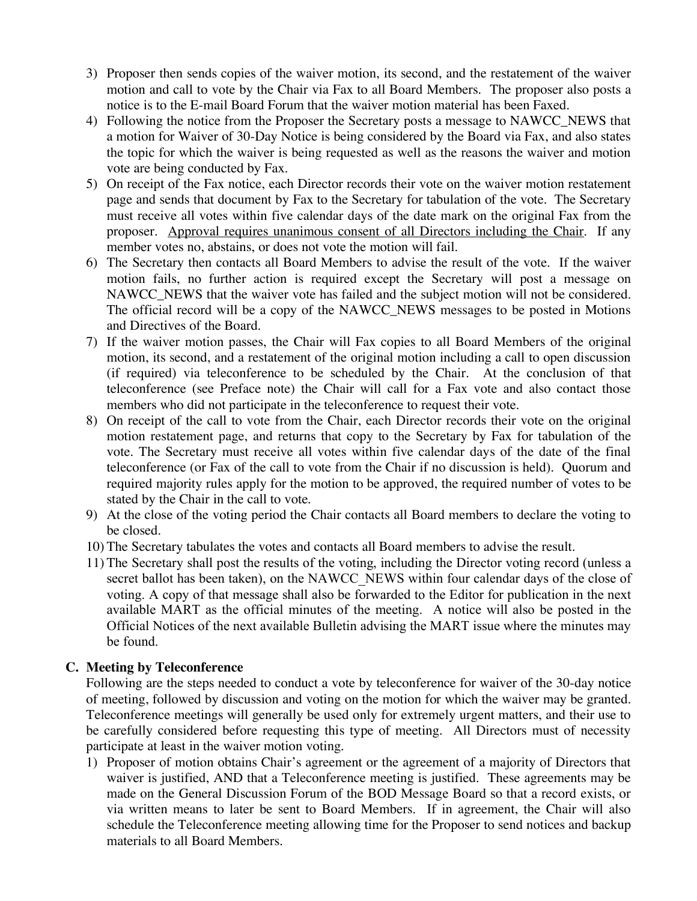3) Proposer then sends copies of the waiver motion, its second, and the restatement of the waiver motion and call to vote by the Chair via Fax to all Board Members. The proposer also posts a notice is to the E-mail Board Forum that the waiver motion material has been Faxed.
4) Following the notice from the Proposer the Secretary posts a message to NAWCC_NEWS that a motion for Waiver of 30-Day Notice is being considered by the Board via Fax, and also states the topic for which the waiver is being requested as well as the reasons the waiver and motion vote are being conducted by Fax.
5) On receipt of the Fax notice, each Director records their vote on the waiver motion restatement page and sends that document by Fax to the Secretary for tabulation of the vote. The Secretary must receive all votes within five calendar days of the date mark on the original Fax from the proposer. <u>Approval requires unanimous consent of all Directors including the Chair</u>. If any member votes no, abstains, or does not vote the motion will fail.
6) The Secretary then contacts all Board Members to advise the result of the vote. If the waiver motion fails, no further action is required except the Secretary will post a message on NAWCC_NEWS that the waiver vote has failed and the subject motion will not be considered. The official record will be a copy of the NAWCC_NEWS messages to be posted in Motions and Directives of the Board.
7) If the waiver motion passes, the Chair will Fax copies to all Board Members of the original motion, its second, and a restatement of the original motion including a call to open discussion (if required) via teleconference to be scheduled by the Chair. At the conclusion of that teleconference (see Preface note) the Chair will call for a Fax vote and also contact those members who did not participate in the teleconference to request their vote.
8) On receipt of the call to vote from the Chair, each Director records their vote on the original motion restatement page, and returns that copy to the Secretary by Fax for tabulation of the vote. The Secretary must receive all votes within five calendar days of the date of the final teleconference (or Fax of the call to vote from the Chair if no discussion is held). Quorum and required majority rules apply for the motion to be approved, the required number of votes to be stated by the Chair in the call to vote.
9) At the close of the voting period the Chair contacts all Board members to declare the voting to be closed.
10) The Secretary tabulates the votes and contacts all Board members to advise the result.
11) The Secretary shall post the results of the voting, including the Director voting record (unless a secret ballot has been taken), on the NAWCC_NEWS within four calendar days of the close of voting. A copy of that message shall also be forwarded to the Editor for publication in the next available MART as the official minutes of the meeting. A notice will also be posted in the Official Notices of the next available Bulletin advising the MART issue where the minutes may be found.

### C. Meeting by Teleconference

Following are the steps needed to conduct a vote by teleconference for waiver of the 30-day notice of meeting, followed by discussion and voting on the motion for which the waiver may be granted. Teleconference meetings will generally be used only for extremely urgent matters, and their use to be carefully considered before requesting this type of meeting. All Directors must of necessity participate at least in the waiver motion voting.

1) Proposer of motion obtains Chair's agreement or the agreement of a majority of Directors that waiver is justified, AND that a Teleconference meeting is justified. These agreements may be made on the General Discussion Forum of the BOD Message Board so that a record exists, or via written means to later be sent to Board Members. If in agreement, the Chair will also schedule the Teleconference meeting allowing time for the Proposer to send notices and backup materials to all Board Members.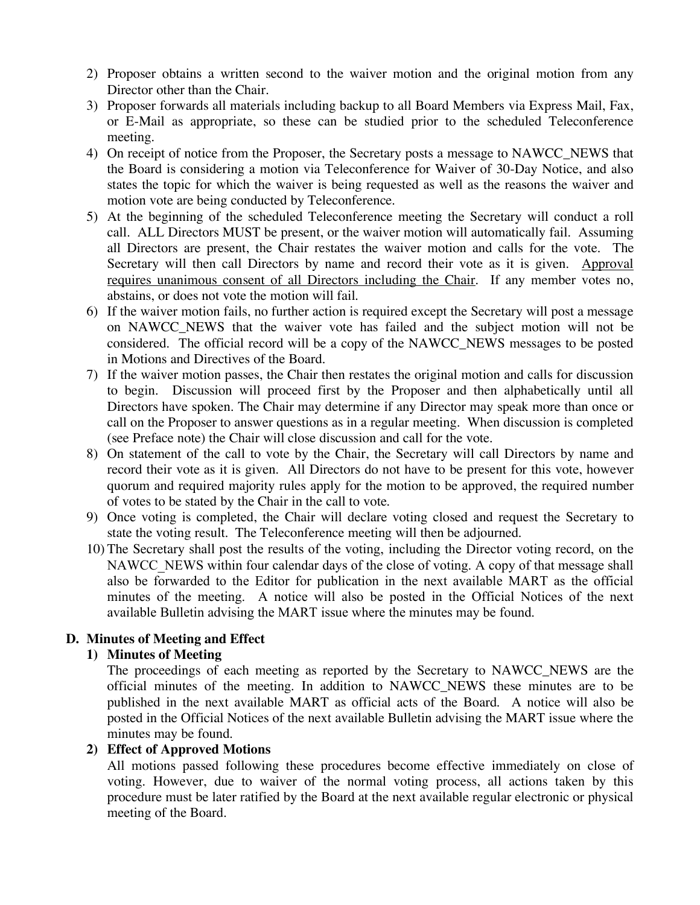2) Proposer obtains a written second to the waiver motion and the original motion from any Director other than the Chair.
3) Proposer forwards all materials including backup to all Board Members via Express Mail, Fax, or E-Mail as appropriate, so these can be studied prior to the scheduled Teleconference meeting.
4) On receipt of notice from the Proposer, the Secretary posts a message to NAWCC_NEWS that the Board is considering a motion via Teleconference for Waiver of 30-Day Notice, and also states the topic for which the waiver is being requested as well as the reasons the waiver and motion vote are being conducted by Teleconference.
5) At the beginning of the scheduled Teleconference meeting the Secretary will conduct a roll call. ALL Directors MUST be present, or the waiver motion will automatically fail. Assuming all Directors are present, the Chair restates the waiver motion and calls for the vote. The Secretary will then call Directors by name and record their vote as it is given. <u>Approval requires unanimous consent of all Directors including the Chair</u>. If any member votes no, abstains, or does not vote the motion will fail.
6) If the waiver motion fails, no further action is required except the Secretary will post a message on NAWCC_NEWS that the waiver vote has failed and the subject motion will not be considered. The official record will be a copy of the NAWCC_NEWS messages to be posted in Motions and Directives of the Board.
7) If the waiver motion passes, the Chair then restates the original motion and calls for discussion to begin. Discussion will proceed first by the Proposer and then alphabetically until all Directors have spoken. The Chair may determine if any Director may speak more than once or call on the Proposer to answer questions as in a regular meeting. When discussion is completed (see Preface note) the Chair will close discussion and call for the vote.
8) On statement of the call to vote by the Chair, the Secretary will call Directors by name and record their vote as it is given. All Directors do not have to be present for this vote, however quorum and required majority rules apply for the motion to be approved, the required number of votes to be stated by the Chair in the call to vote.
9) Once voting is completed, the Chair will declare voting closed and request the Secretary to state the voting result. The Teleconference meeting will then be adjourned.
10) The Secretary shall post the results of the voting, including the Director voting record, on the NAWCC_NEWS within four calendar days of the close of voting. A copy of that message shall also be forwarded to the Editor for publication in the next available MART as the official minutes of the meeting. A notice will also be posted in the Official Notices of the next available Bulletin advising the MART issue where the minutes may be found.

### D. Minutes of Meeting and Effect

#### 1) Minutes of Meeting

The proceedings of each meeting as reported by the Secretary to NAWCC_NEWS are the official minutes of the meeting. In addition to NAWCC_NEWS these minutes are to be published in the next available MART as official acts of the Board. A notice will also be posted in the Official Notices of the next available Bulletin advising the MART issue where the minutes may be found.

#### 2) Effect of Approved Motions

All motions passed following these procedures become effective immediately on close of voting. However, due to waiver of the normal voting process, all actions taken by this procedure must be later ratified by the Board at the next available regular electronic or physical meeting of the Board.